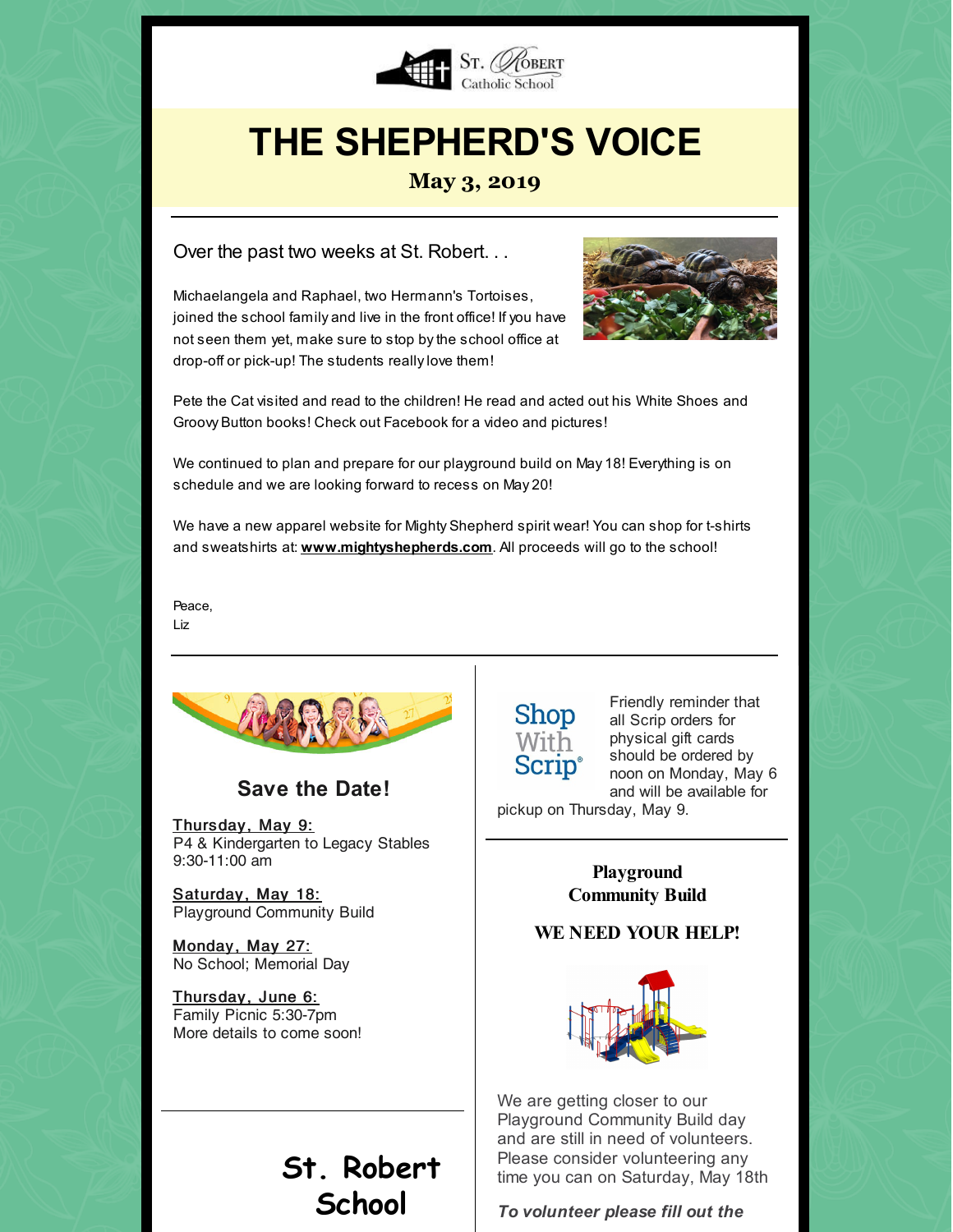St. Robert Catholic School

# THE SHEPHERD'S VOICE

**May 3, 2019**

Over the past two weeks at St. Robert. . .

Michaelangela and Raphael, two Hermann's Tortoises, joined the school family and live in the front office! If you have not seen them yet, make sure to stop by the school office at drop-off or pick-up! The students really love them!

Pete the Cat visited and read to the children! He read and acted out his White Shoes and Groovy Button books! Check out Facebook for a video and pictures!

We continued to plan and prepare for our playground build on May 18! Everything is on schedule and we are looking forward to recess on May 20!

We have a new apparel website for Mighty Shepherd spirit wear! You can shop for t-shirts and sweatshirts at: **www.mightyshepherds.com**. All proceeds will go to the school!

Peace,
Liz

## Save the Date!

Thursday, May 9:
P4 & Kindergarten to Legacy Stables
9:30-11:00 am

Saturday, May 18:
Playground Community Build

Monday, May 27:
No School; Memorial Day

Thursday, June 6:
Family Picnic 5:30-7pm
More details to come soon!

Friendly reminder that all Scrip orders for physical gift cards should be ordered by noon on Monday, May 6 and will be available for pickup on Thursday, May 9.

### Playground Community Build

**WE NEED YOUR HELP!**

We are getting closer to our Playground Community Build day and are still in need of volunteers. Please consider volunteering any time you can on Saturday, May 18th

***To volunteer please fill out the***

## St. Robert School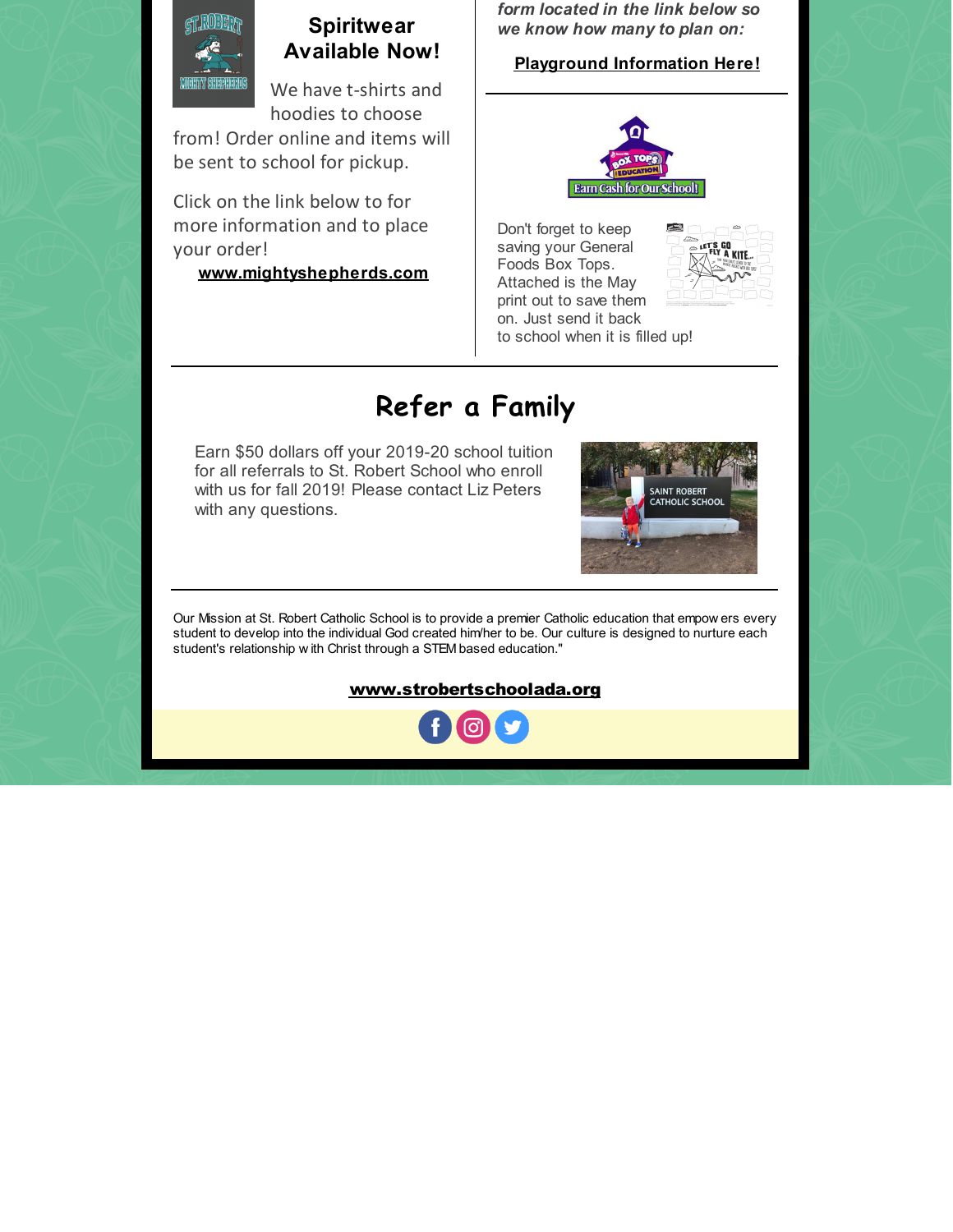## Spiritwear Available Now!

We have t-shirts and hoodies to choose from! Order online and items will be sent to school for pickup.

Click on the link below to for more information and to place your order!

**www.mightyshepherds.com**

***form located in the link below so we know how many to plan on:***

**Playground Information Here!**

Don't forget to keep saving your General Foods Box Tops. Attached is the May print out to save them on. Just send it back to school when it is filled up!

# Refer a Family

Earn $50 dollars off your 2019-20 school tuition for all referrals to St. Robert School who enroll with us for fall 2019! Please contact Liz Peters with any questions.

Our Mission at St. Robert Catholic School is to provide a premier Catholic education that empowers every student to develop into the individual God created him/her to be. Our culture is designed to nurture each student's relationship with Christ through a STEM based education."

**www.strobertschoolada.org**